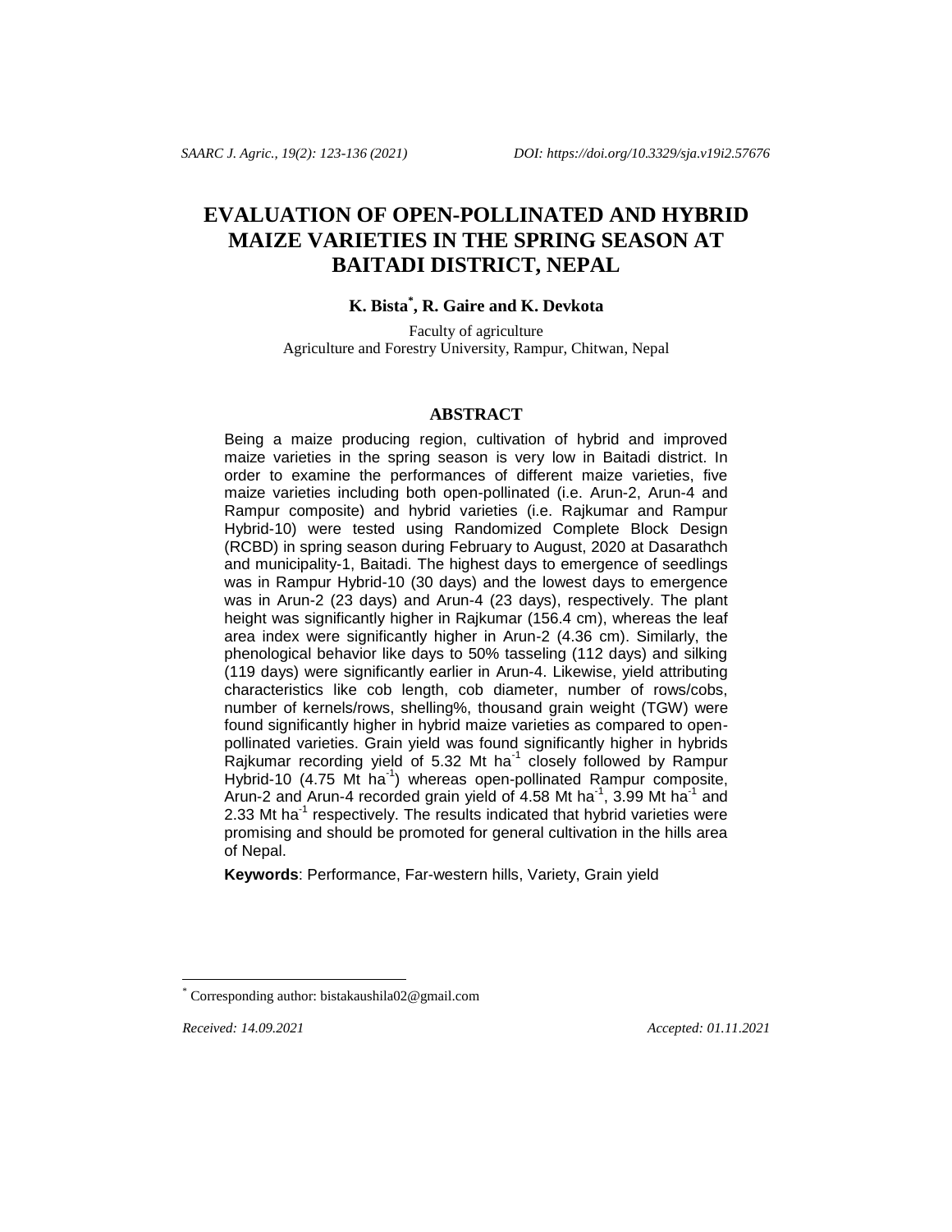# EVALUATION OF OPEN-POLLINATED AND HYBRID MAIZE VARIETIES IN THE SPRING SEASON AT BAITADI DISTRICT, NEPAL

**K. Bista[*], R. Gaire and K. Devkota**

Faculty of agriculture
Agriculture and Forestry University, Rampur, Chitwan, Nepal

## ABSTRACT

Being a maize producing region, cultivation of hybrid and improved maize varieties in the spring season is very low in Baitadi district. In order to examine the performances of different maize varieties, five maize varieties including both open-pollinated (i.e. Arun-2, Arun-4 and Rampur composite) and hybrid varieties (i.e. Rajkumar and Rampur Hybrid-10) were tested using Randomized Complete Block Design (RCBD) in spring season during February to August, 2020 at Dasarathch and municipality-1, Baitadi. The highest days to emergence of seedlings was in Rampur Hybrid-10 (30 days) and the lowest days to emergence was in Arun-2 (23 days) and Arun-4 (23 days), respectively. The plant height was significantly higher in Rajkumar (156.4 cm), whereas the leaf area index were significantly higher in Arun-2 (4.36 cm). Similarly, the phenological behavior like days to 50% tasseling (112 days) and silking (119 days) were significantly earlier in Arun-4. Likewise, yield attributing characteristics like cob length, cob diameter, number of rows/cobs, number of kernels/rows, shelling%, thousand grain weight (TGW) were found significantly higher in hybrid maize varieties as compared to open-pollinated varieties. Grain yield was found significantly higher in hybrids Rajkumar recording yield of 5.32 Mt ha$^{-1}$ closely followed by Rampur Hybrid-10 (4.75 Mt ha$^{-1}$) whereas open-pollinated Rampur composite, Arun-2 and Arun-4 recorded grain yield of 4.58 Mt ha$^{-1}$, 3.99 Mt ha$^{-1}$ and 2.33 Mt ha$^{-1}$ respectively. The results indicated that hybrid varieties were promising and should be promoted for general cultivation in the hills area of Nepal.

**Keywords**: Performance, Far-western hills, Variety, Grain yield

---

[*] Corresponding author: bistakaushila02@gmail.com

*Received: 14.09.2021* *Accepted: 01.11.2021*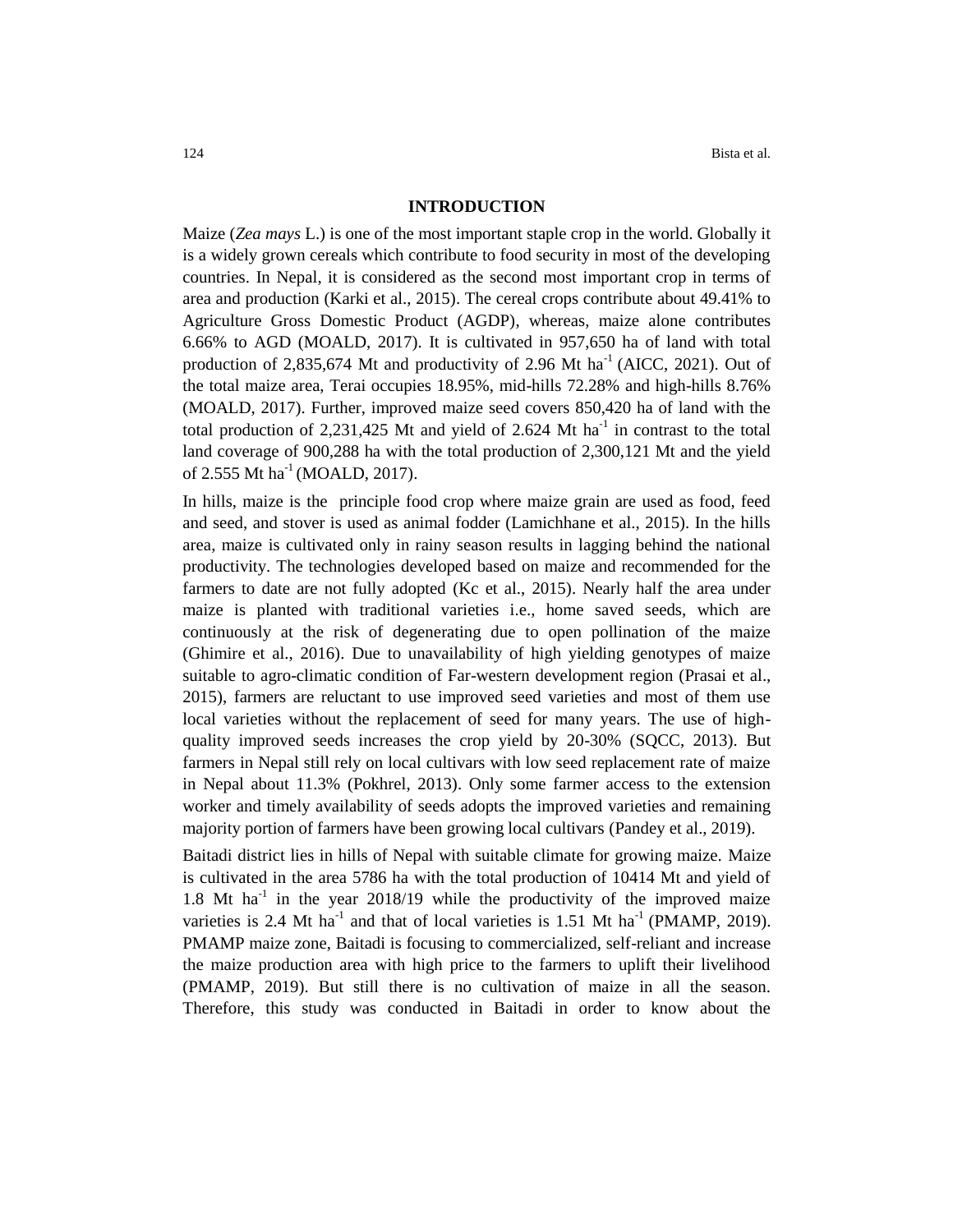## INTRODUCTION

Maize (*Zea mays* L.) is one of the most important staple crop in the world. Globally it is a widely grown cereals which contribute to food security in most of the developing countries. In Nepal, it is considered as the second most important crop in terms of area and production (Karki et al., 2015). The cereal crops contribute about 49.41% to Agriculture Gross Domestic Product (AGDP), whereas, maize alone contributes 6.66% to AGD (MOALD, 2017). It is cultivated in 957,650 ha of land with total production of 2,835,674 Mt and productivity of 2.96 Mt $ha^{-1}$ (AICC, 2021). Out of the total maize area, Terai occupies 18.95%, mid-hills 72.28% and high-hills 8.76% (MOALD, 2017). Further, improved maize seed covers 850,420 ha of land with the total production of 2,231,425 Mt and yield of 2.624 Mt $ha^{-1}$ in contrast to the total land coverage of 900,288 ha with the total production of 2,300,121 Mt and the yield of 2.555 Mt $ha^{-1}$ (MOALD, 2017).

In hills, maize is the principle food crop where maize grain are used as food, feed and seed, and stover is used as animal fodder (Lamichhane et al., 2015). In the hills area, maize is cultivated only in rainy season results in lagging behind the national productivity. The technologies developed based on maize and recommended for the farmers to date are not fully adopted (Kc et al., 2015). Nearly half the area under maize is planted with traditional varieties i.e., home saved seeds, which are continuously at the risk of degenerating due to open pollination of the maize (Ghimire et al., 2016). Due to unavailability of high yielding genotypes of maize suitable to agro-climatic condition of Far-western development region (Prasai et al., 2015), farmers are reluctant to use improved seed varieties and most of them use local varieties without the replacement of seed for many years. The use of high-quality improved seeds increases the crop yield by 20-30% (SQCC, 2013). But farmers in Nepal still rely on local cultivars with low seed replacement rate of maize in Nepal about 11.3% (Pokhrel, 2013). Only some farmer access to the extension worker and timely availability of seeds adopts the improved varieties and remaining majority portion of farmers have been growing local cultivars (Pandey et al., 2019).

Baitadi district lies in hills of Nepal with suitable climate for growing maize. Maize is cultivated in the area 5786 ha with the total production of 10414 Mt and yield of 1.8 Mt $ha^{-1}$ in the year 2018/19 while the productivity of the improved maize varieties is 2.4 Mt $ha^{-1}$ and that of local varieties is 1.51 Mt $ha^{-1}$ (PMAMP, 2019). PMAMP maize zone, Baitadi is focusing to commercialized, self-reliant and increase the maize production area with high price to the farmers to uplift their livelihood (PMAMP, 2019). But still there is no cultivation of maize in all the season. Therefore, this study was conducted in Baitadi in order to know about the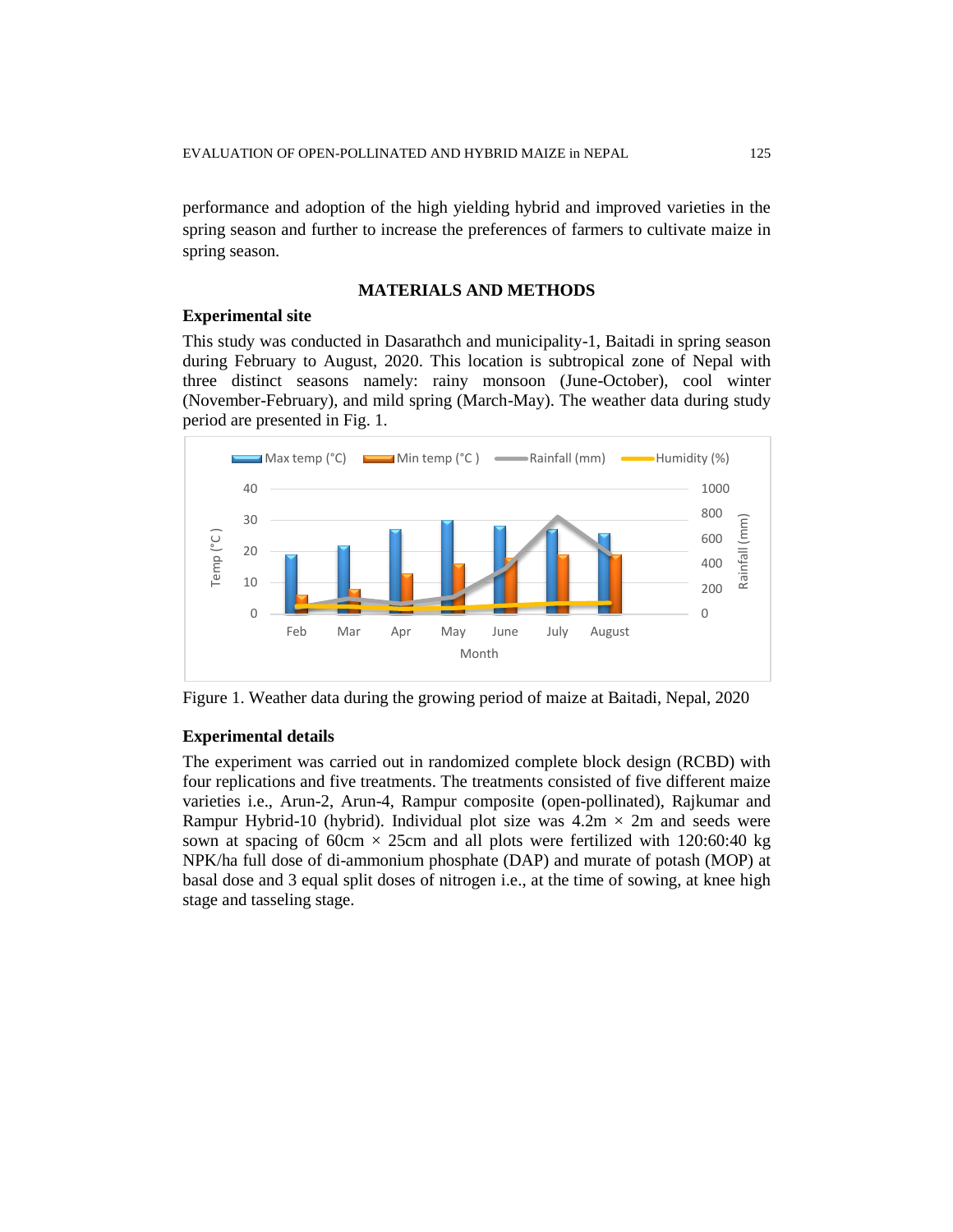performance and adoption of the high yielding hybrid and improved varieties in the spring season and further to increase the preferences of farmers to cultivate maize in spring season.

## MATERIALS AND METHODS

### Experimental site

This study was conducted in Dasarathch and municipality-1, Baitadi in spring season during February to August, 2020. This location is subtropical zone of Nepal with three distinct seasons namely: rainy monsoon (June-October), cool winter (November-February), and mild spring (March-May). The weather data during study period are presented in Fig. 1.

Figure 1. Weather data during the growing period of maize at Baitadi, Nepal, 2020

### Experimental details

The experiment was carried out in randomized complete block design (RCBD) with four replications and five treatments. The treatments consisted of five different maize varieties i.e., Arun-2, Arun-4, Rampur composite (open-pollinated), Rajkumar and Rampur Hybrid-10 (hybrid). Individual plot size was 4.2m × 2m and seeds were sown at spacing of 60cm × 25cm and all plots were fertilized with 120:60:40 kg NPK/ha full dose of di-ammonium phosphate (DAP) and murate of potash (MOP) at basal dose and 3 equal split doses of nitrogen i.e., at the time of sowing, at knee high stage and tasseling stage.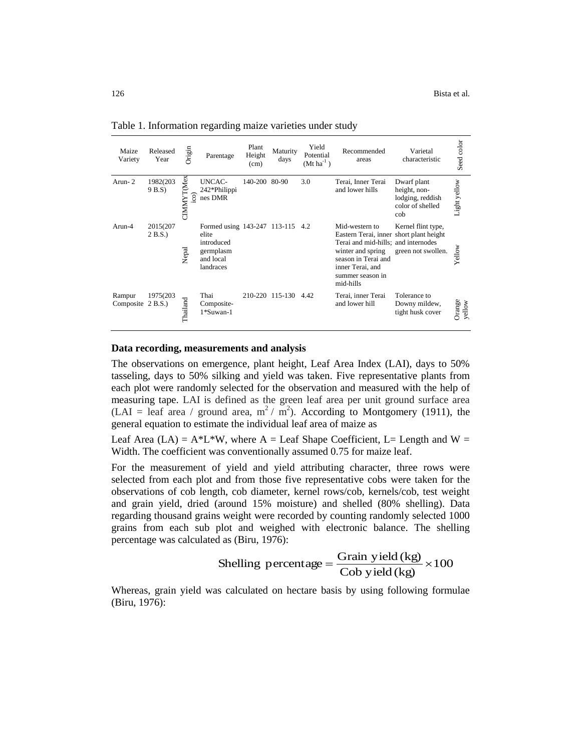Table 1. Information regarding maize varieties under study

| Maize Variety | Released Year | Origin | Parentage | Plant Height (cm) | Maturity days | Yield Potential (Mt $ha^{-1}$ ) | Recommended areas | Varietal characteristic | Seed color |
|---|---|---|---|---|---|---|---|---|---|
| Arun- 2 | 1982(2039 B.S) | CIMMYT(Mexico) | UNCAC-242*Philippines DMR | 140-200 | 80-90 | 3.0 | Terai, Inner Terai and lower hills | Dwarf plant height, non-lodging, reddish color of shelled cob | Light yellow |
| Arun-4 | 2015(2072 B.S.) | Nepal | Formed using elite introduced germplasm and local landraces | 143-247 | 113-115 | 4.2 | Mid-western to Eastern Terai, inner Terai and mid-hills; winter and spring season in Terai and inner Terai, and summer season in mid-hills | Kernel flint type, short plant height and internodes green not swollen. | Yellow |
| Rampur Composite | 1975(2032 B.S.) | Thailand | Thai Composite-1*Suwan-1 | 210-220 | 115-130 | 4.42 | Terai, inner Terai and lower hill | Tolerance to Downy mildew, tight husk cover | Orange yellow |

**Data recording, measurements and analysis**

The observations on emergence, plant height, Leaf Area Index (LAI), days to 50% tasseling, days to 50% silking and yield was taken. Five representative plants from each plot were randomly selected for the observation and measured with the help of measuring tape. LAI is defined as the green leaf area per unit ground surface area (LAI = leaf area / ground area, $m^2$ / $m^2$). According to Montgomery (1911), the general equation to estimate the individual leaf area of maize as

Leaf Area (LA) = A*L*W, where A = Leaf Shape Coefficient, L= Length and W = Width. The coefficient was conventionally assumed 0.75 for maize leaf.

For the measurement of yield and yield attributing character, three rows were selected from each plot and from those five representative cobs were taken for the observations of cob length, cob diameter, kernel rows/cob, kernels/cob, test weight and grain yield, dried (around 15% moisture) and shelled (80% shelling). Data regarding thousand grains weight were recorded by counting randomly selected 1000 grains from each sub plot and weighed with electronic balance. The shelling percentage was calculated as (Biru, 1976):

$$\text{Shelling percentage} = \frac{\text{Grain yield (kg)}}{\text{Cob yield (kg)}} \times 100$$

Whereas, grain yield was calculated on hectare basis by using following formulae (Biru, 1976):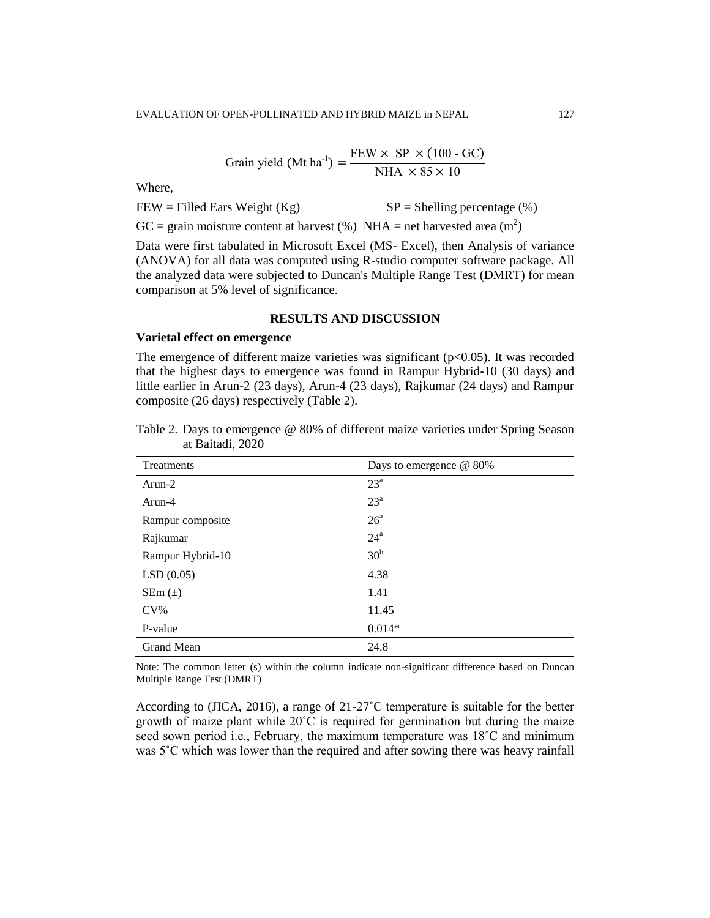$$\text{Grain yield (Mt ha}^{-1}) = \frac{\text{FEW} \times \text{SP} \times (100 - \text{GC})}{\text{NHA} \times 85 \times 10}$$

Where,

FEW = Filled Ears Weight (Kg) SP = Shelling percentage (%)

GC = grain moisture content at harvest (%) NHA = net harvested area ($m^2$)

Data were first tabulated in Microsoft Excel (MS- Excel), then Analysis of variance (ANOVA) for all data was computed using R-studio computer software package. All the analyzed data were subjected to Duncan's Multiple Range Test (DMRT) for mean comparison at 5% level of significance.

## RESULTS AND DISCUSSION

### Varietal effect on emergence

The emergence of different maize varieties was significant ($p<0.05$). It was recorded that the highest days to emergence was found in Rampur Hybrid-10 (30 days) and little earlier in Arun-2 (23 days), Arun-4 (23 days), Rajkumar (24 days) and Rampur composite (26 days) respectively (Table 2).

Table 2. Days to emergence @ 80% of different maize varieties under Spring Season at Baitadi, 2020

| Treatments | Days to emergence @ 80% |
|---|---|
| Arun-2 | 23[a] |
| Arun-4 | 23[a] |
| Rampur composite | 26[a] |
| Rajkumar | 24[a] |
| Rampur Hybrid-10 | 30[b] |
| LSD (0.05) | 4.38 |
| SEm (±) | 1.41 |
| CV% | 11.45 |
| P-value | 0.014* |
| Grand Mean | 24.8 |

Note: The common letter (s) within the column indicate non-significant difference based on Duncan Multiple Range Test (DMRT)

According to (JICA, 2016), a range of 21-27˚C temperature is suitable for the better growth of maize plant while 20˚C is required for germination but during the maize seed sown period i.e., February, the maximum temperature was 18˚C and minimum was 5˚C which was lower than the required and after sowing there was heavy rainfall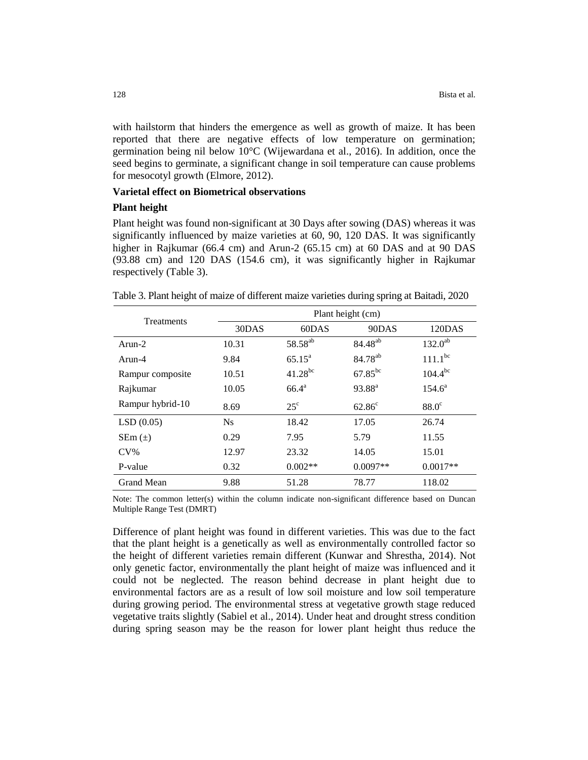with hailstorm that hinders the emergence as well as growth of maize. It has been reported that there are negative effects of low temperature on germination; germination being nil below 10°C (Wijewardana et al., 2016). In addition, once the seed begins to germinate, a significant change in soil temperature can cause problems for mesocotyl growth (Elmore, 2012).

### Varietal effect on Biometrical observations

### Plant height

Plant height was found non-significant at 30 Days after sowing (DAS) whereas it was significantly influenced by maize varieties at 60, 90, 120 DAS. It was significantly higher in Rajkumar (66.4 cm) and Arun-2 (65.15 cm) at 60 DAS and at 90 DAS (93.88 cm) and 120 DAS (154.6 cm), it was significantly higher in Rajkumar respectively (Table 3).

Table 3. Plant height of maize of different maize varieties during spring at Baitadi, 2020

| Treatments | Plant height (cm) | | | |
|---|---|---|---|---|
| | 30DAS | 60DAS | 90DAS | 120DAS |
| Arun-2 | 10.31 | $58.58^{ab}$ | $84.48^{ab}$ | $132.0^{ab}$ |
| Arun-4 | 9.84 | $65.15^{a}$ | $84.78^{ab}$ | $111.1^{bc}$ |
| Rampur composite | 10.51 | $41.28^{bc}$ | $67.85^{bc}$ | $104.4^{bc}$ |
| Rajkumar | 10.05 | $66.4^{a}$ | $93.88^{a}$ | $154.6^{a}$ |
| Rampur hybrid-10 | 8.69 | $25^{c}$ | $62.86^{c}$ | $88.0^{c}$ |
| LSD (0.05) | Ns | 18.42 | 17.05 | 26.74 |
| SEm (±) | 0.29 | 7.95 | 5.79 | 11.55 |
| CV% | 12.97 | 23.32 | 14.05 | 15.01 |
| P-value | 0.32 | 0.002** | 0.0097** | 0.0017** |
| Grand Mean | 9.88 | 51.28 | 78.77 | 118.02 |

Note: The common letter(s) within the column indicate non-significant difference based on Duncan Multiple Range Test (DMRT)

Difference of plant height was found in different varieties. This was due to the fact that the plant height is a genetically as well as environmentally controlled factor so the height of different varieties remain different (Kunwar and Shrestha, 2014). Not only genetic factor, environmentally the plant height of maize was influenced and it could not be neglected. The reason behind decrease in plant height due to environmental factors are as a result of low soil moisture and low soil temperature during growing period. The environmental stress at vegetative growth stage reduced vegetative traits slightly (Sabiel et al., 2014). Under heat and drought stress condition during spring season may be the reason for lower plant height thus reduce the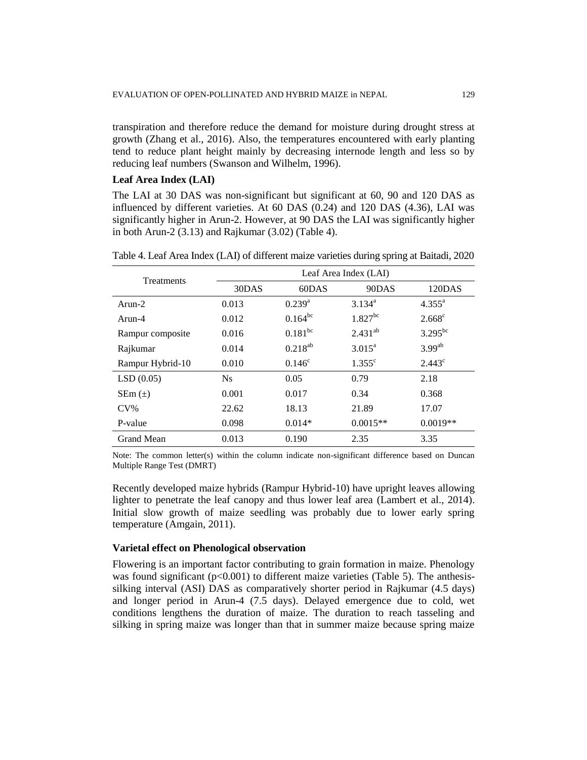transpiration and therefore reduce the demand for moisture during drought stress at growth (Zhang et al., 2016). Also, the temperatures encountered with early planting tend to reduce plant height mainly by decreasing internode length and less so by reducing leaf numbers (Swanson and Wilhelm, 1996).

### Leaf Area Index (LAI)

The LAI at 30 DAS was non-significant but significant at 60, 90 and 120 DAS as influenced by different varieties. At 60 DAS (0.24) and 120 DAS (4.36), LAI was significantly higher in Arun-2. However, at 90 DAS the LAI was significantly higher in both Arun-2 (3.13) and Rajkumar (3.02) (Table 4).

Table 4. Leaf Area Index (LAI) of different maize varieties during spring at Baitadi, 2020

| Treatments | Leaf Area Index (LAI) | | | |
|---|---|---|---|---|
| | 30DAS | 60DAS | 90DAS | 120DAS |
| Arun-2 | 0.013 | $0.239^{a}$ | $3.134^{a}$ | $4.355^{a}$ |
| Arun-4 | 0.012 | $0.164^{bc}$ | $1.827^{bc}$ | $2.668^{c}$ |
| Rampur composite | 0.016 | $0.181^{bc}$ | $2.431^{ab}$ | $3.295^{bc}$ |
| Rajkumar | 0.014 | $0.218^{ab}$ | $3.015^{a}$ | $3.99^{ab}$ |
| Rampur Hybrid-10 | 0.010 | $0.146^{c}$ | $1.355^{c}$ | $2.443^{c}$ |
| LSD (0.05) | Ns | 0.05 | 0.79 | 2.18 |
| SEm (±) | 0.001 | 0.017 | 0.34 | 0.368 |
| CV% | 22.62 | 18.13 | 21.89 | 17.07 |
| P-value | 0.098 | 0.014* | 0.0015** | 0.0019** |
| Grand Mean | 0.013 | 0.190 | 2.35 | 3.35 |

Note: The common letter(s) within the column indicate non-significant difference based on Duncan Multiple Range Test (DMRT)

Recently developed maize hybrids (Rampur Hybrid-10) have upright leaves allowing lighter to penetrate the leaf canopy and thus lower leaf area (Lambert et al., 2014). Initial slow growth of maize seedling was probably due to lower early spring temperature (Amgain, 2011).

### Varietal effect on Phenological observation

Flowering is an important factor contributing to grain formation in maize. Phenology was found significant ($p<0.001$) to different maize varieties (Table 5). The anthesis-silking interval (ASI) DAS as comparatively shorter period in Rajkumar (4.5 days) and longer period in Arun-4 (7.5 days). Delayed emergence due to cold, wet conditions lengthens the duration of maize. The duration to reach tasseling and silking in spring maize was longer than that in summer maize because spring maize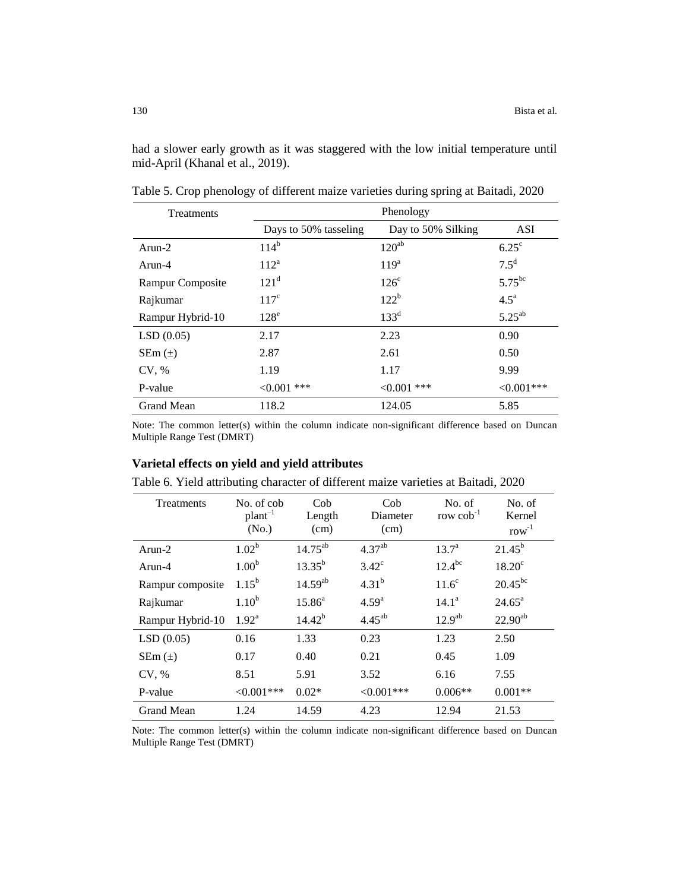had a slower early growth as it was staggered with the low initial temperature until mid-April (Khanal et al., 2019).

Table 5. Crop phenology of different maize varieties during spring at Baitadi, 2020

| Treatments | Phenology | | |
|---|---|---|---|
| | Days to 50% tasseling | Day to 50% Silking | ASI |
| Arun-2 | 114$^{b}$ | 120$^{ab}$ | 6.25$^{c}$ |
| Arun-4 | 112$^{a}$ | 119$^{a}$ | 7.5$^{d}$ |
| Rampur Composite | 121$^{d}$ | 126$^{c}$ | 5.75$^{bc}$ |
| Rajkumar | 117$^{c}$ | 122$^{b}$ | 4.5$^{a}$ |
| Rampur Hybrid-10 | 128$^{e}$ | 133$^{d}$ | 5.25$^{ab}$ |
| LSD (0.05) | 2.17 | 2.23 | 0.90 |
| SEm (±) | 2.87 | 2.61 | 0.50 |
| CV, % | 1.19 | 1.17 | 9.99 |
| P-value | <0.001 *** | <0.001 *** | <0.001*** |
| Grand Mean | 118.2 | 124.05 | 5.85 |

Note: The common letter(s) within the column indicate non-significant difference based on Duncan Multiple Range Test (DMRT)

### Varietal effects on yield and yield attributes

Table 6. Yield attributing character of different maize varieties at Baitadi, 2020

| Treatments | No. of cob plant$^{-1}$ (No.) | Cob Length (cm) | Cob Diameter (cm) | No. of row cob$^{-1}$ | No. of Kernel row$^{-1}$ |
|---|---|---|---|---|---|
| Arun-2 | 1.02$^{b}$ | 14.75$^{ab}$ | 4.37$^{ab}$ | 13.7$^{a}$ | 21.45$^{b}$ |
| Arun-4 | 1.00$^{b}$ | 13.35$^{b}$ | 3.42$^{c}$ | 12.4$^{bc}$ | 18.20$^{c}$ |
| Rampur composite | 1.15$^{b}$ | 14.59$^{ab}$ | 4.31$^{b}$ | 11.6$^{c}$ | 20.45$^{bc}$ |
| Rajkumar | 1.10$^{b}$ | 15.86$^{a}$ | 4.59$^{a}$ | 14.1$^{a}$ | 24.65$^{a}$ |
| Rampur Hybrid-10 | 1.92$^{a}$ | 14.42$^{b}$ | 4.45$^{ab}$ | 12.9$^{ab}$ | 22.90$^{ab}$ |
| LSD (0.05) | 0.16 | 1.33 | 0.23 | 1.23 | 2.50 |
| SEm (±) | 0.17 | 0.40 | 0.21 | 0.45 | 1.09 |
| CV, % | 8.51 | 5.91 | 3.52 | 6.16 | 7.55 |
| P-value | <0.001*** | 0.02* | <0.001*** | 0.006** | 0.001** |
| Grand Mean | 1.24 | 14.59 | 4.23 | 12.94 | 21.53 |

Note: The common letter(s) within the column indicate non-significant difference based on Duncan Multiple Range Test (DMRT)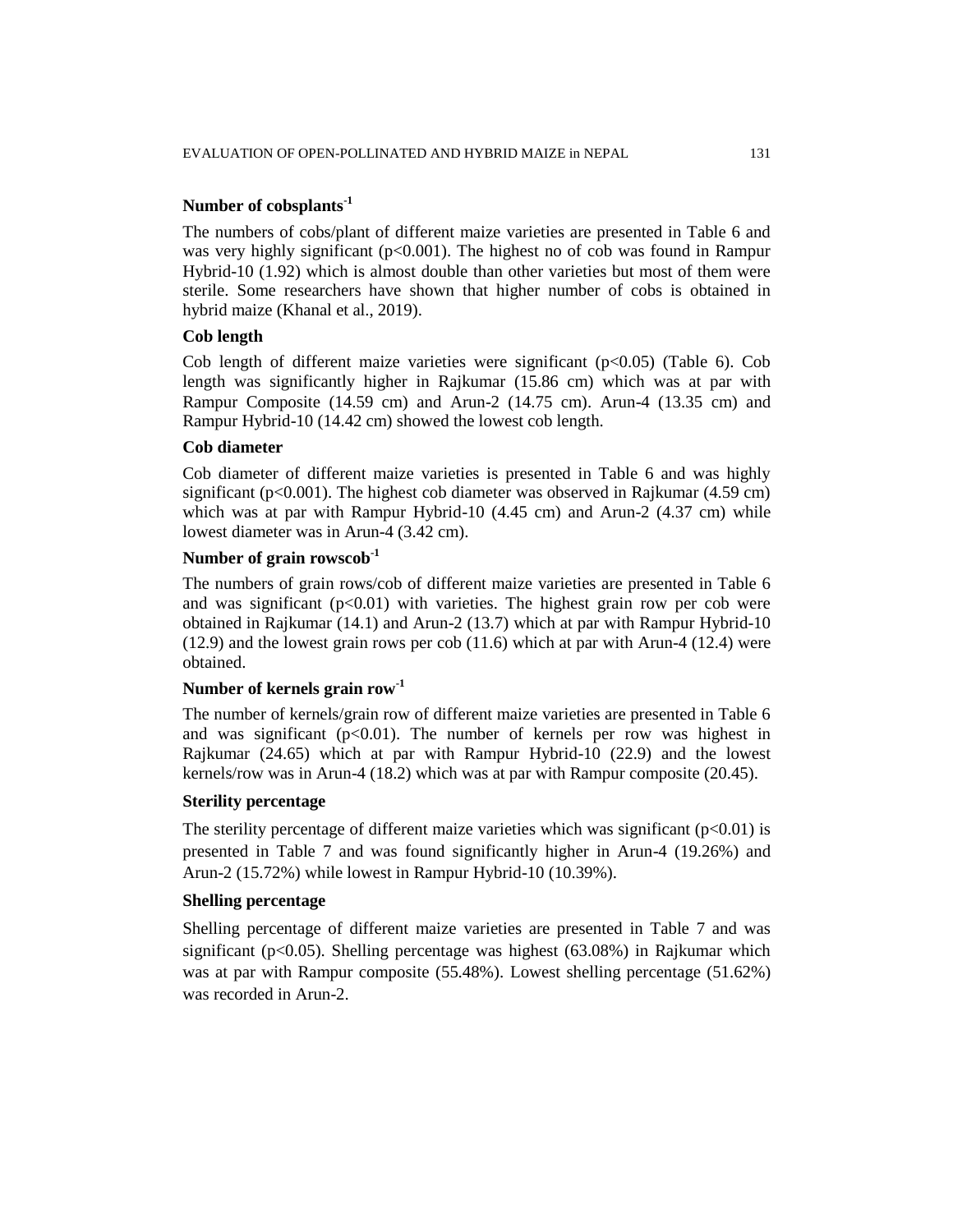### Number of cobsplants$^{-1}$

The numbers of cobs/plant of different maize varieties are presented in Table 6 and was very highly significant ($p<0.001$). The highest no of cob was found in Rampur Hybrid-10 (1.92) which is almost double than other varieties but most of them were sterile. Some researchers have shown that higher number of cobs is obtained in hybrid maize (Khanal et al., 2019).

### Cob length

Cob length of different maize varieties were significant ($p<0.05$) (Table 6). Cob length was significantly higher in Rajkumar (15.86 cm) which was at par with Rampur Composite (14.59 cm) and Arun-2 (14.75 cm). Arun-4 (13.35 cm) and Rampur Hybrid-10 (14.42 cm) showed the lowest cob length.

### Cob diameter

Cob diameter of different maize varieties is presented in Table 6 and was highly significant ($p<0.001$). The highest cob diameter was observed in Rajkumar (4.59 cm) which was at par with Rampur Hybrid-10 (4.45 cm) and Arun-2 (4.37 cm) while lowest diameter was in Arun-4 (3.42 cm).

### Number of grain rowscob$^{-1}$

The numbers of grain rows/cob of different maize varieties are presented in Table 6 and was significant ($p<0.01$) with varieties. The highest grain row per cob were obtained in Rajkumar (14.1) and Arun-2 (13.7) which at par with Rampur Hybrid-10 (12.9) and the lowest grain rows per cob (11.6) which at par with Arun-4 (12.4) were obtained.

### Number of kernels grain row$^{-1}$

The number of kernels/grain row of different maize varieties are presented in Table 6 and was significant ($p<0.01$). The number of kernels per row was highest in Rajkumar (24.65) which at par with Rampur Hybrid-10 (22.9) and the lowest kernels/row was in Arun-4 (18.2) which was at par with Rampur composite (20.45).

### Sterility percentage

The sterility percentage of different maize varieties which was significant ($p<0.01$) is presented in Table 7 and was found significantly higher in Arun-4 (19.26%) and Arun-2 (15.72%) while lowest in Rampur Hybrid-10 (10.39%).

### Shelling percentage

Shelling percentage of different maize varieties are presented in Table 7 and was significant ($p<0.05$). Shelling percentage was highest (63.08%) in Rajkumar which was at par with Rampur composite (55.48%). Lowest shelling percentage (51.62%) was recorded in Arun-2.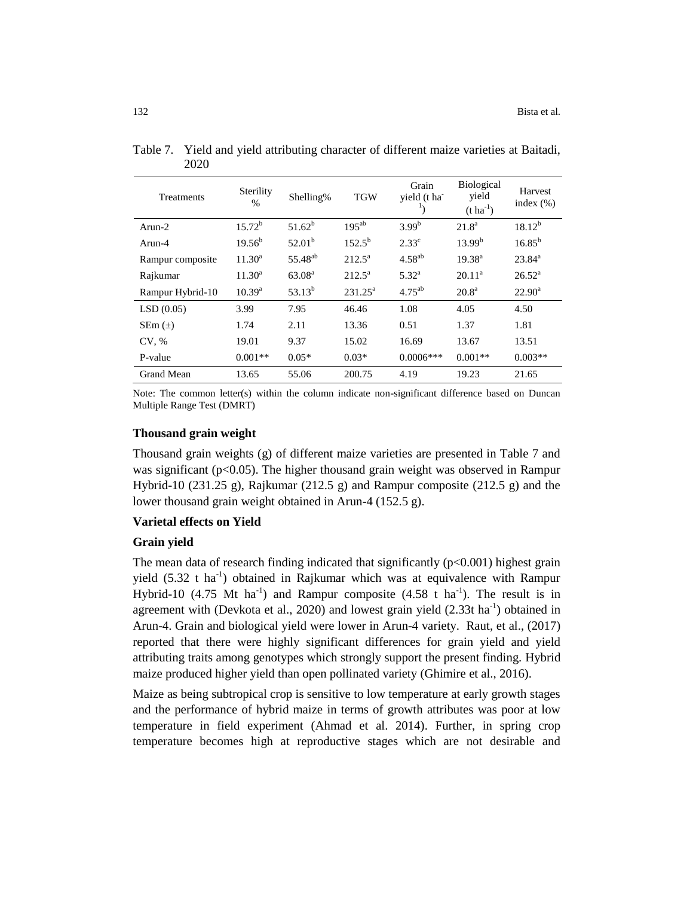Table 7. Yield and yield attributing character of different maize varieties at Baitadi, 2020

| Treatments | Sterility % | Shelling% | TGW | Grain yield ($t\ ha^{-1}$) | Biological yield ($t\ ha^{-1}$) | Harvest index (%) |
|---|---|---|---|---|---|---|
| Arun-2 | $15.72^{b}$ | $51.62^{b}$ | $195^{ab}$ | $3.99^{b}$ | $21.8^{a}$ | $18.12^{b}$ |
| Arun-4 | $19.56^{b}$ | $52.01^{b}$ | $152.5^{b}$ | $2.33^{c}$ | $13.99^{b}$ | $16.85^{b}$ |
| Rampur composite | $11.30^{a}$ | $55.48^{ab}$ | $212.5^{a}$ | $4.58^{ab}$ | $19.38^{a}$ | $23.84^{a}$ |
| Rajkumar | $11.30^{a}$ | $63.08^{a}$ | $212.5^{a}$ | $5.32^{a}$ | $20.11^{a}$ | $26.52^{a}$ |
| Rampur Hybrid-10 | $10.39^{a}$ | $53.13^{b}$ | $231.25^{a}$ | $4.75^{ab}$ | $20.8^{a}$ | $22.90^{a}$ |
| LSD (0.05) | 3.99 | 7.95 | 46.46 | 1.08 | 4.05 | 4.50 |
| SEm (±) | 1.74 | 2.11 | 13.36 | 0.51 | 1.37 | 1.81 |
| CV, % | 19.01 | 9.37 | 15.02 | 16.69 | 13.67 | 13.51 |
| P-value | 0.001** | 0.05* | 0.03* | 0.0006*** | 0.001** | 0.003** |
| Grand Mean | 13.65 | 55.06 | 200.75 | 4.19 | 19.23 | 21.65 |

Note: The common letter(s) within the column indicate non-significant difference based on Duncan Multiple Range Test (DMRT)

### Thousand grain weight

Thousand grain weights (g) of different maize varieties are presented in Table 7 and was significant ($p<0.05$). The higher thousand grain weight was observed in Rampur Hybrid-10 (231.25 g), Rajkumar (212.5 g) and Rampur composite (212.5 g) and the lower thousand grain weight obtained in Arun-4 (152.5 g).

### Varietal effects on Yield

### Grain yield

The mean data of research finding indicated that significantly ($p<0.001$) highest grain yield (5.32 $t\ ha^{-1}$) obtained in Rajkumar which was at equivalence with Rampur Hybrid-10 (4.75 Mt $ha^{-1}$) and Rampur composite (4.58 $t\ ha^{-1}$). The result is in agreement with (Devkota et al., 2020) and lowest grain yield (2.33t $ha^{-1}$) obtained in Arun-4. Grain and biological yield were lower in Arun-4 variety. Raut, et al., (2017) reported that there were highly significant differences for grain yield and yield attributing traits among genotypes which strongly support the present finding. Hybrid maize produced higher yield than open pollinated variety (Ghimire et al., 2016).

Maize as being subtropical crop is sensitive to low temperature at early growth stages and the performance of hybrid maize in terms of growth attributes was poor at low temperature in field experiment (Ahmad et al. 2014). Further, in spring crop temperature becomes high at reproductive stages which are not desirable and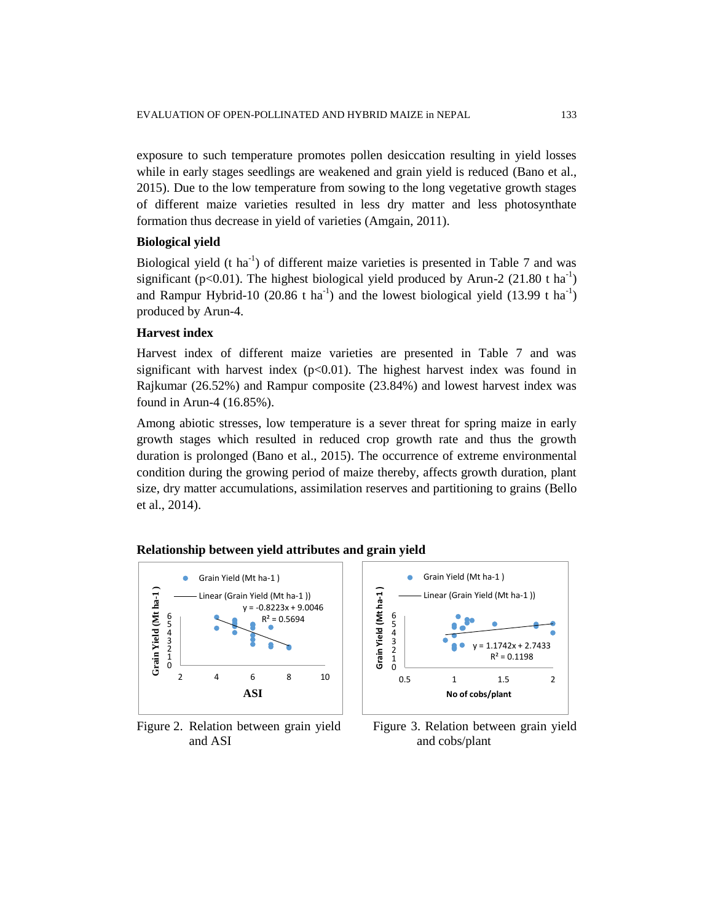exposure to such temperature promotes pollen desiccation resulting in yield losses while in early stages seedlings are weakened and grain yield is reduced (Bano et al., 2015). Due to the low temperature from sowing to the long vegetative growth stages of different maize varieties resulted in less dry matter and less photosynthate formation thus decrease in yield of varieties (Amgain, 2011).

### Biological yield

Biological yield (t $ha^{-1}$) of different maize varieties is presented in Table 7 and was significant ($p<0.01$). The highest biological yield produced by Arun-2 (21.80 t $ha^{-1}$) and Rampur Hybrid-10 (20.86 t $ha^{-1}$) and the lowest biological yield (13.99 t $ha^{-1}$) produced by Arun-4.

### Harvest index

Harvest index of different maize varieties are presented in Table 7 and was significant with harvest index ($p<0.01$). The highest harvest index was found in Rajkumar (26.52%) and Rampur composite (23.84%) and lowest harvest index was found in Arun-4 (16.85%).

Among abiotic stresses, low temperature is a sever threat for spring maize in early growth stages which resulted in reduced crop growth rate and thus the growth duration is prolonged (Bano et al., 2015). The occurrence of extreme environmental condition during the growing period of maize thereby, affects growth duration, plant size, dry matter accumulations, assimilation reserves and partitioning to grains (Bello et al., 2014).

### Relationship between yield attributes and grain yield

Figure 2. Relation between grain yield and ASI

Figure 3. Relation between grain yield and cobs/plant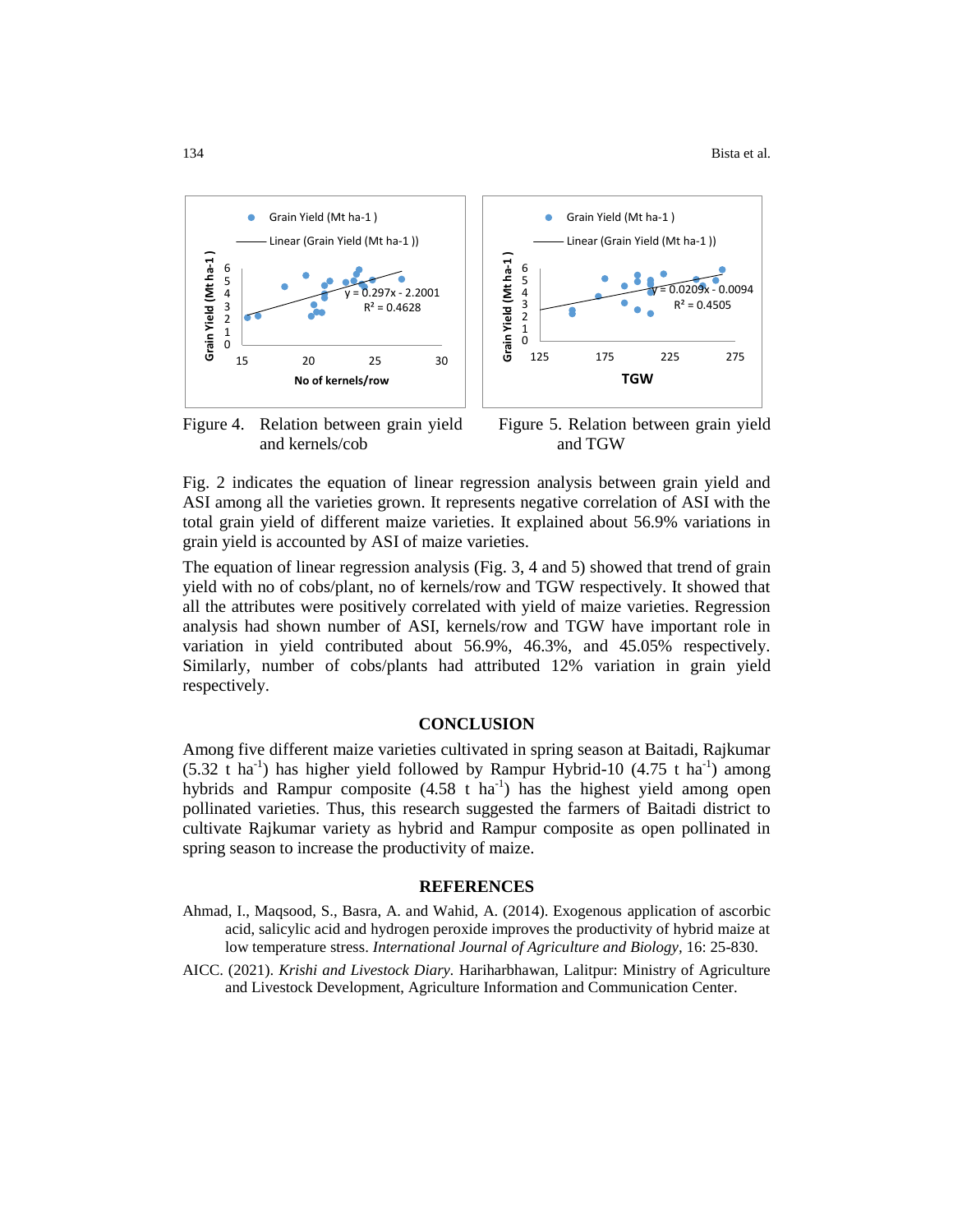Figure 4. Relation between grain yield and kernels/cob

Figure 5. Relation between grain yield and TGW

Fig. 2 indicates the equation of linear regression analysis between grain yield and ASI among all the varieties grown. It represents negative correlation of ASI with the total grain yield of different maize varieties. It explained about 56.9% variations in grain yield is accounted by ASI of maize varieties.

The equation of linear regression analysis (Fig. 3, 4 and 5) showed that trend of grain yield with no of cobs/plant, no of kernels/row and TGW respectively. It showed that all the attributes were positively correlated with yield of maize varieties. Regression analysis had shown number of ASI, kernels/row and TGW have important role in variation in yield contributed about 56.9%, 46.3%, and 45.05% respectively. Similarly, number of cobs/plants had attributed 12% variation in grain yield respectively.

## CONCLUSION

Among five different maize varieties cultivated in spring season at Baitadi, Rajkumar (5.32 t $ha^{-1}$) has higher yield followed by Rampur Hybrid-10 (4.75 t $ha^{-1}$) among hybrids and Rampur composite (4.58 t $ha^{-1}$) has the highest yield among open pollinated varieties. Thus, this research suggested the farmers of Baitadi district to cultivate Rajkumar variety as hybrid and Rampur composite as open pollinated in spring season to increase the productivity of maize.

## REFERENCES

Ahmad, I., Maqsood, S., Basra, A. and Wahid, A. (2014). Exogenous application of ascorbic acid, salicylic acid and hydrogen peroxide improves the productivity of hybrid maize at low temperature stress. *International Journal of Agriculture and Biology*, 16: 25-830.

AICC. (2021). *Krishi and Livestock Diary.* Hariharbhawan, Lalitpur: Ministry of Agriculture and Livestock Development, Agriculture Information and Communication Center.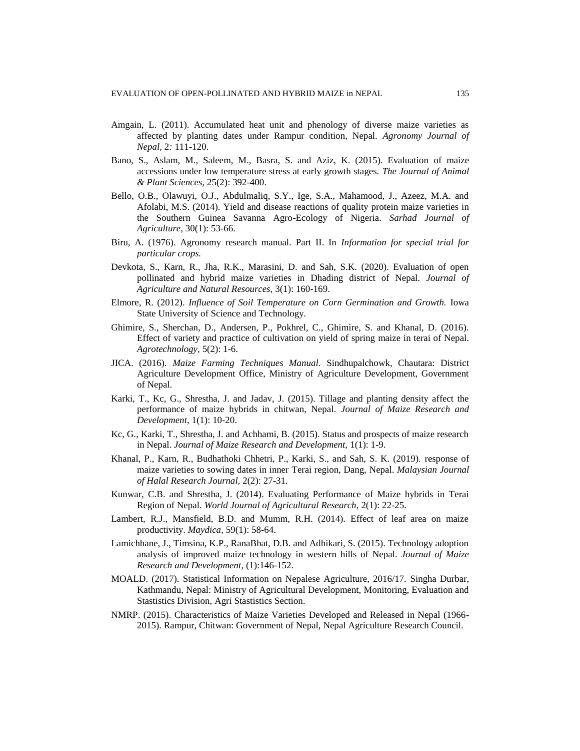Amgain, L. (2011). Accumulated heat unit and phenology of diverse maize varieties as affected by planting dates under Rampur condition, Nepal. *Agronomy Journal of Nepal,* 2*:* 111-120.

Bano, S., Aslam, M., Saleem, M., Basra, S. and Aziz, K. (2015). Evaluation of maize accessions under low temperature stress at early growth stages. *The Journal of Animal & Plant Sciences,* 25(2): 392-400.

Bello, O.B., Olawuyi, O.J., Abdulmaliq, S.Y., Ige, S.A., Mahamood, J., Azeez, M.A. and Afolabi, M.S. (2014). Yield and disease reactions of quality protein maize varieties in the Southern Guinea Savanna Agro-Ecology of Nigeria. *Sarhad Journal of Agriculture,* 30(1): 53-66.

Biru, A. (1976). Agronomy research manual. Part II. In *Information for special trial for particular crops.*

Devkota, S., Karn, R., Jha, R.K., Marasini, D. and Sah, S.K. (2020). Evaluation of open pollinated and hybrid maize varieties in Dhading district of Nepal. *Journal of Agriculture and Natural Resources,* 3(1): 160-169.

Elmore, R. (2012). *Influence of Soil Temperature on Corn Germination and Growth.* Iowa State University of Science and Technology.

Ghimire, S., Sherchan, D., Andersen, P., Pokhrel, C., Ghimire, S. and Khanal, D. (2016). Effect of variety and practice of cultivation on yield of spring maize in terai of Nepal. *Agrotechnology,* 5(2): 1-6.

JICA. (2016). *Maize Farming Techniques Manual.* Sindhupalchowk, Chautara: District Agriculture Development Office, Ministry of Agriculture Development, Government of Nepal.

Karki, T., Kc, G., Shrestha, J. and Jadav, J. (2015). Tillage and planting density affect the performance of maize hybrids in chitwan, Nepal. *Journal of Maize Research and Development,* 1(1): 10-20.

Kc, G., Karki, T., Shrestha, J. and Achhami, B. (2015). Status and prospects of maize research in Nepal. *Journal of Maize Research and Development,* 1(1): 1-9.

Khanal, P., Karn, R., Budhathoki Chhetri, P., Karki, S., and Sah, S. K. (2019). response of maize varieties to sowing dates in inner Terai region, Dang, Nepal. *Malaysian Journal of Halal Research Journal,* 2(2): 27-31.

Kunwar, C.B. and Shrestha, J. (2014). Evaluating Performance of Maize hybrids in Terai Region of Nepal. *World Journal of Agricultural Research,* 2(1): 22-25.

Lambert, R.J., Mansfield, B.D. and Mumm, R.H. (2014). Effect of leaf area on maize productivity. *Maydica,* 59(1): 58-64.

Lamichhane, J., Timsina, K.P., RanaBhat, D.B. and Adhikari, S. (2015). Technology adoption analysis of improved maize technology in western hills of Nepal. *Journal of Maize Research and Development,* (1):146-152.

MOALD. (2017). Statistical Information on Nepalese Agriculture, 2016/17. Singha Durbar, Kathmandu, Nepal: Ministry of Agricultural Development, Monitoring, Evaluation and Stastistics Division, Agri Stastistics Section.

NMRP. (2015). Characteristics of Maize Varieties Developed and Released in Nepal (1966-2015). Rampur, Chitwan: Government of Nepal, Nepal Agriculture Research Council.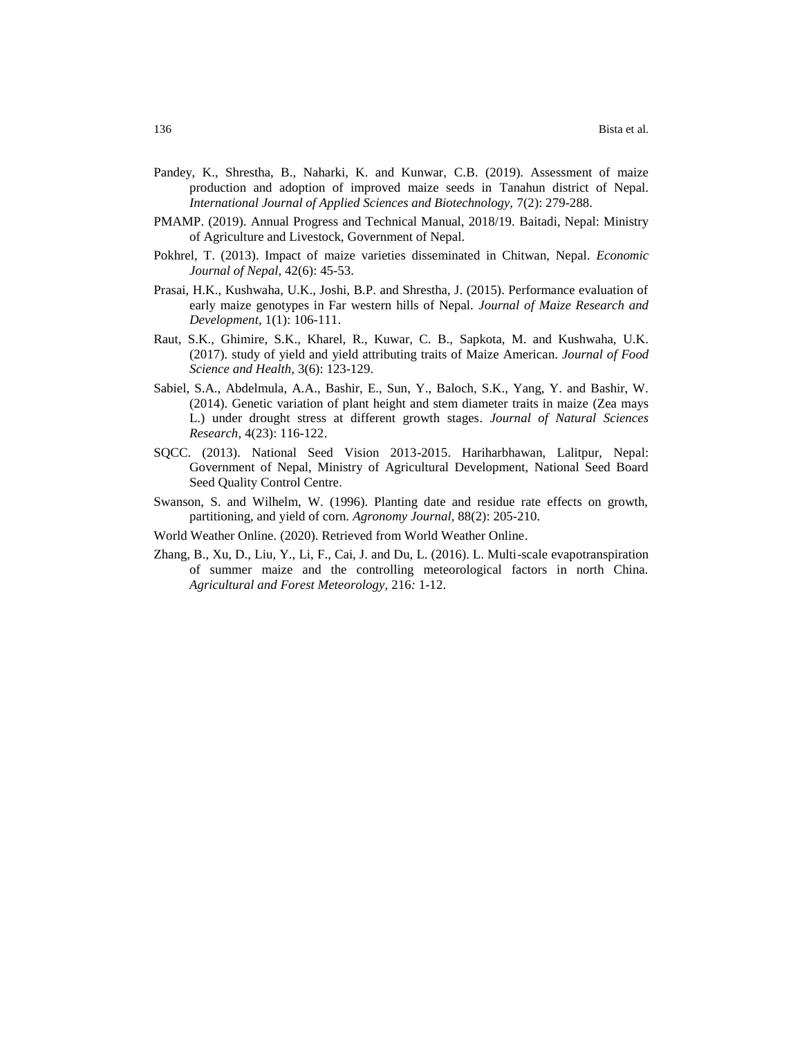Pandey, K., Shrestha, B., Naharki, K. and Kunwar, C.B. (2019). Assessment of maize production and adoption of improved maize seeds in Tanahun district of Nepal. *International Journal of Applied Sciences and Biotechnology,* 7(2): 279-288.

PMAMP. (2019). Annual Progress and Technical Manual, 2018/19. Baitadi, Nepal: Ministry of Agriculture and Livestock, Government of Nepal.

Pokhrel, T. (2013). Impact of maize varieties disseminated in Chitwan, Nepal. *Economic Journal of Nepal,* 42(6): 45-53.

Prasai, H.K., Kushwaha, U.K., Joshi, B.P. and Shrestha, J. (2015). Performance evaluation of early maize genotypes in Far western hills of Nepal. *Journal of Maize Research and Development,* 1(1): 106-111.

Raut, S.K., Ghimire, S.K., Kharel, R., Kuwar, C. B., Sapkota, M. and Kushwaha, U.K. (2017). study of yield and yield attributing traits of Maize American. *Journal of Food Science and Health,* 3(6): 123-129.

Sabiel, S.A., Abdelmula, A.A., Bashir, E., Sun, Y., Baloch, S.K., Yang, Y. and Bashir, W. (2014). Genetic variation of plant height and stem diameter traits in maize (Zea mays L.) under drought stress at different growth stages. *Journal of Natural Sciences Research,* 4(23): 116-122.

SQCC. (2013). National Seed Vision 2013-2015. Hariharbhawan, Lalitpur, Nepal: Government of Nepal, Ministry of Agricultural Development, National Seed Board Seed Quality Control Centre.

Swanson, S. and Wilhelm, W. (1996). Planting date and residue rate effects on growth, partitioning, and yield of corn. *Agronomy Journal,* 88(2): 205-210.

World Weather Online. (2020). Retrieved from World Weather Online.

Zhang, B., Xu, D., Liu, Y., Li, F., Cai, J. and Du, L. (2016). L. Multi-scale evapotranspiration of summer maize and the controlling meteorological factors in north China. *Agricultural and Forest Meteorology,* 216*:* 1-12.